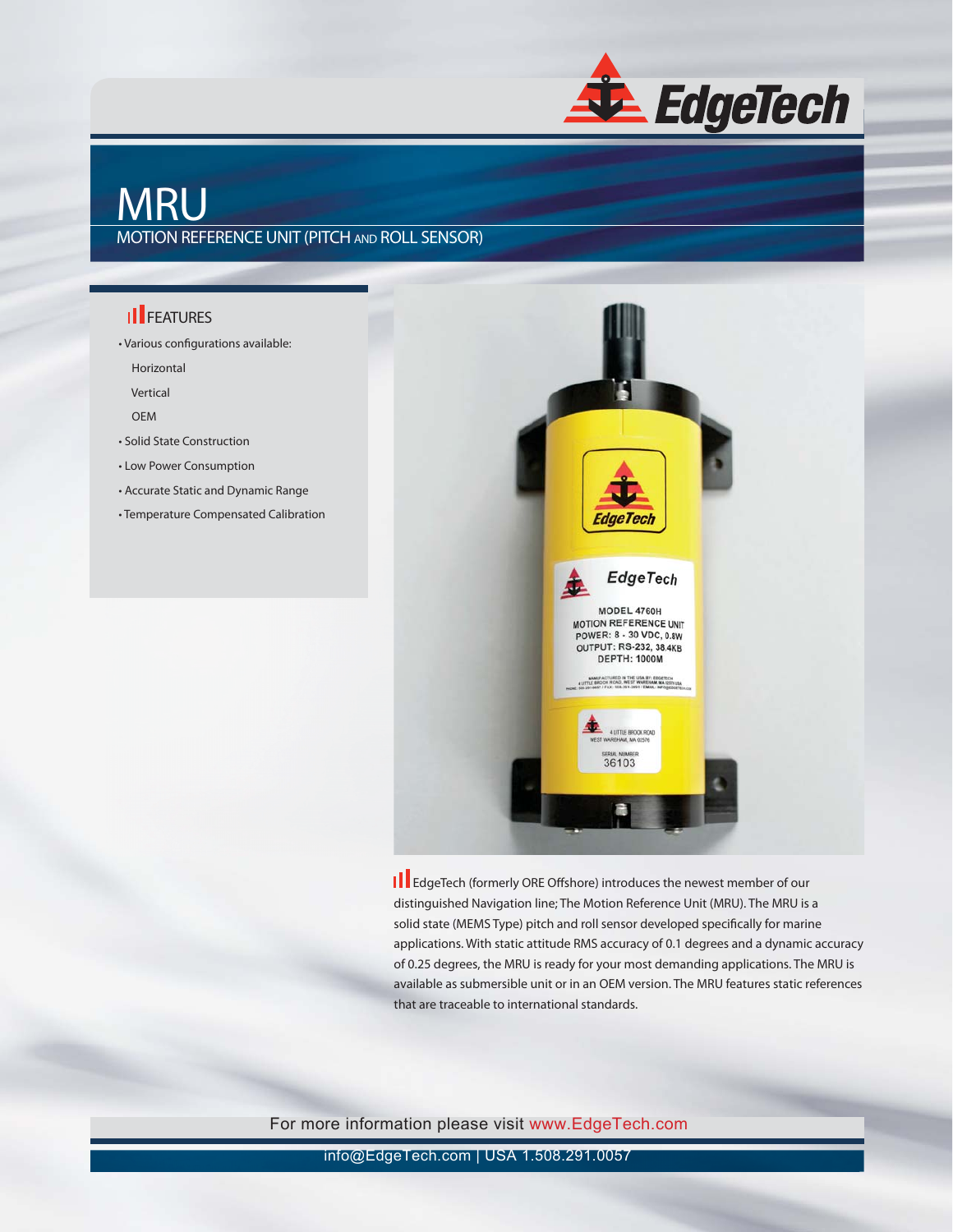# MRU

## MOTION REFERENCE UNIT (PITCH AND ROLL SENSOR)

### FEATURES

- Various configurations available:
  - Horizontal
  - Vertical
  - OEM
- Solid State Construction
- Low Power Consumption
- Accurate Static and Dynamic Range
- Temperature Compensated Calibration

EdgeTech (formerly ORE Offshore) introduces the newest member of our distinguished Navigation line; The Motion Reference Unit (MRU). The MRU is a solid state (MEMS Type) pitch and roll sensor developed specifically for marine applications. With static attitude RMS accuracy of 0.1 degrees and a dynamic accuracy of 0.25 degrees, the MRU is ready for your most demanding applications. The MRU is available as submersible unit or in an OEM version. The MRU features static references that are traceable to international standards.

For more information please visit www.EdgeTech.com

info@EdgeTech.com | USA 1.508.291.0057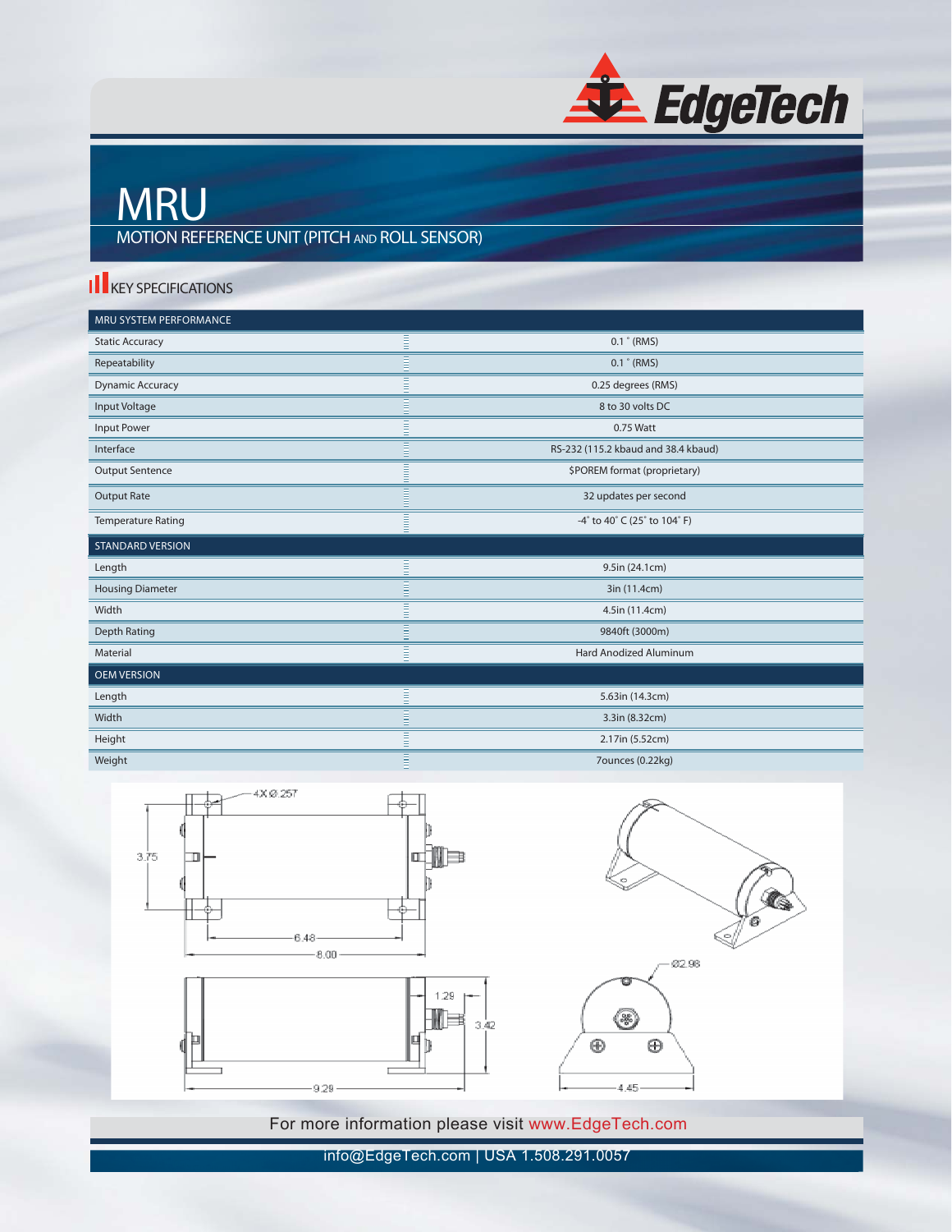# MRU

## MOTION REFERENCE UNIT (PITCH AND ROLL SENSOR)

### KEY SPECIFICATIONS

| MRU SYSTEM PERFORMANCE | |
|---|---|
| Static Accuracy | 0.1 ° (RMS) |
| Repeatability | 0.1 ° (RMS) |
| Dynamic Accuracy | 0.25 degrees (RMS) |
| Input Voltage | 8 to 30 volts DC |
| Input Power | 0.75 Watt |
| Interface | RS-232 (115.2 kbaud and 38.4 kbaud) |
| Output Sentence | $POREM format (proprietary) |
| Output Rate | 32 updates per second |
| Temperature Rating | -4° to 40° C (25° to 104° F) |
| **STANDARD VERSION** | |
| Length | 9.5in (24.1cm) |
| Housing Diameter | 3in (11.4cm) |
| Width | 4.5in (11.4cm) |
| Depth Rating | 9840ft (3000m) |
| Material | Hard Anodized Aluminum |
| **OEM VERSION** | |
| Length | 5.63in (14.3cm) |
| Width | 3.3in (8.32cm) |
| Height | 2.17in (5.52cm) |
| Weight | 7ounces (0.22kg) |

4X Ø.257

3.75

6.48

8.00

1.29

3.42

9.29

Ø2.98

4.45

For more information please visit www.EdgeTech.com

info@EdgeTech.com | USA 1.508.291.0057